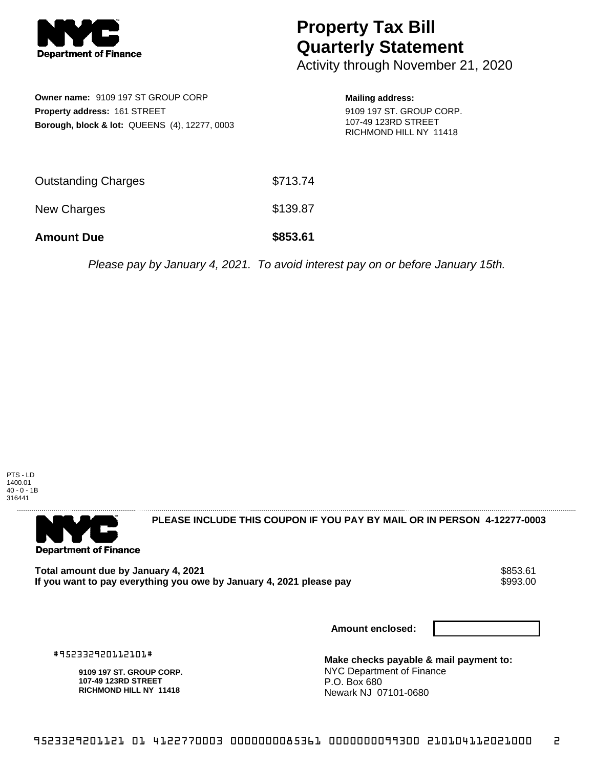**NYC Department of Finance**

# Property Tax Bill Quarterly Statement

Activity through November 21, 2020

**Owner name:** 9109 197 ST GROUP CORP
**Property address:** 161 STREET
**Borough, block & lot:** QUEENS (4), 12277, 0003

**Mailing address:**
9109 197 ST. GROUP CORP.
107-49 123RD STREET
RICHMOND HILL NY 11418

| | |
|---|---|
| Outstanding Charges | $713.74 |
| New Charges | $139.87 |
| **Amount Due** | **$853.61** |

*Please pay by January 4, 2021. To avoid interest pay on or before January 15th.*

PTS - LD
1400.01
40 - 0 - 1B
316441

---

**NYC Department of Finance**

**PLEASE INCLUDE THIS COUPON IF YOU PAY BY MAIL OR IN PERSON 4-12277-0003**

| | |
|---|---|
| **Total amount due by January 4, 2021** | $853.61 |
| **If you want to pay everything you owe by January 4, 2021 please pay** | $993.00 |

**Amount enclosed:**

#952332920112101#

**9109 197 ST. GROUP CORP.**
**107-49 123RD STREET**
**RICHMOND HILL NY 11418**

**Make checks payable & mail payment to:**
NYC Department of Finance
P.O. Box 680
Newark NJ 07101-0680

9523329201121 01 4122770003 0000000085361 0000000099300 210104112021000 2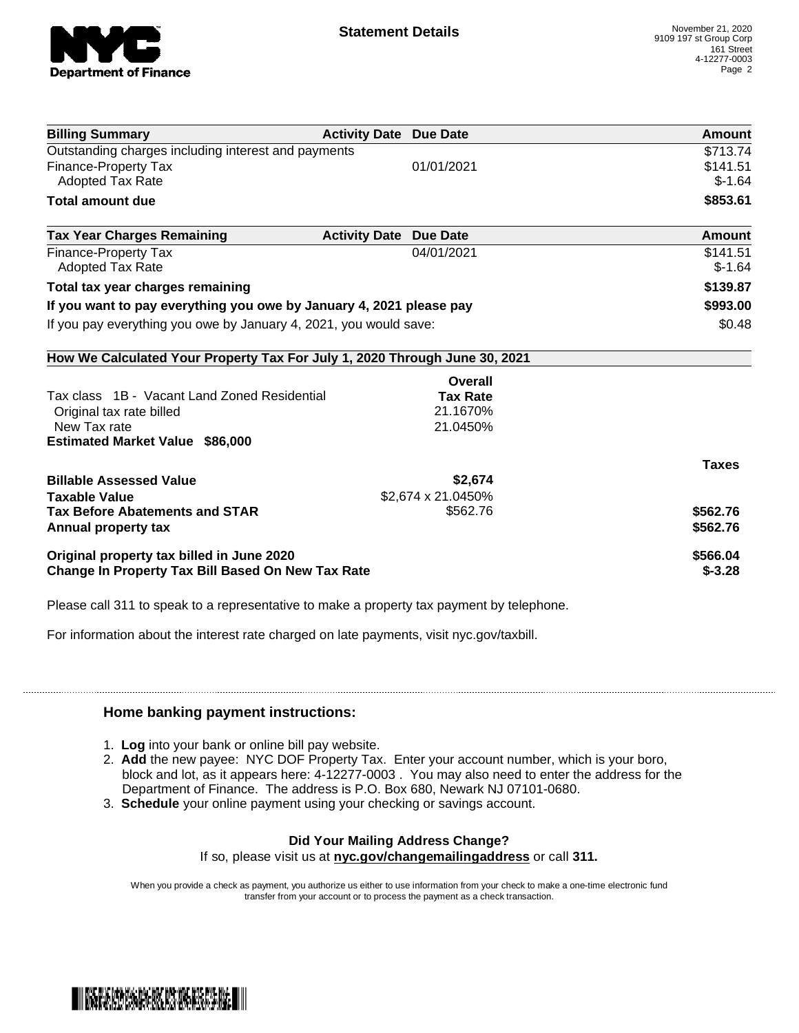# Statement Details

November 21, 2020
9109 197 st Group Corp
161 Street
4-12277-0003

| Billing Summary | Activity Date | Due Date | Amount |
| --- | --- | --- | --- |
| Outstanding charges including interest and payments | | | $713.74 |
| Finance-Property Tax | | 01/01/2021 | $141.51 |
| Adopted Tax Rate | | | $-1.64 |
| **Total amount due** | | | **$853.61** |

| Tax Year Charges Remaining | Activity Date | Due Date | Amount |
| --- | --- | --- | --- |
| Finance-Property Tax | | 04/01/2021 | $141.51 |
| Adopted Tax Rate | | | $-1.64 |
| **Total tax year charges remaining** | | | **$139.87** |
| **If you want to pay everything you owe by January 4, 2021 please pay** | | | **$993.00** |
| If you pay everything you owe by January 4, 2021, you would save: | | | $0.48 |

**How We Calculated Your Property Tax For July 1, 2020 Through June 30, 2021**

| | Overall Tax Rate | |
| --- | --- | --- |
| Tax class 1B - Vacant Land Zoned Residential | | |
| Original tax rate billed | 21.1670% | |
| New Tax rate | 21.0450% | |
| **Estimated Market Value $86,000** | | |
| | | **Taxes** |
| **Billable Assessed Value** | **$2,674** | |
| **Taxable Value** | $2,674 x 21.0450% | |
| **Tax Before Abatements and STAR** | $562.76 | **$562.76** |
| **Annual property tax** | | **$562.76** |
| **Original property tax billed in June 2020** | | **$566.04** |
| **Change In Property Tax Bill Based On New Tax Rate** | | **$-3.28** |

Please call 311 to speak to a representative to make a property tax payment by telephone.

For information about the interest rate charged on late payments, visit nyc.gov/taxbill.

## Home banking payment instructions:

1. **Log** into your bank or online bill pay website.
2. **Add** the new payee: NYC DOF Property Tax. Enter your account number, which is your boro, block and lot, as it appears here: 4-12277-0003 . You may also need to enter the address for the Department of Finance. The address is P.O. Box 680, Newark NJ 07101-0680.
3. **Schedule** your online payment using your checking or savings account.

**Did Your Mailing Address Change?**

If so, please visit us at **nyc.gov/changemailingaddress** or call **311.**

When you provide a check as payment, you authorize us either to use information from your check to make a one-time electronic fund transfer from your account or to process the payment as a check transaction.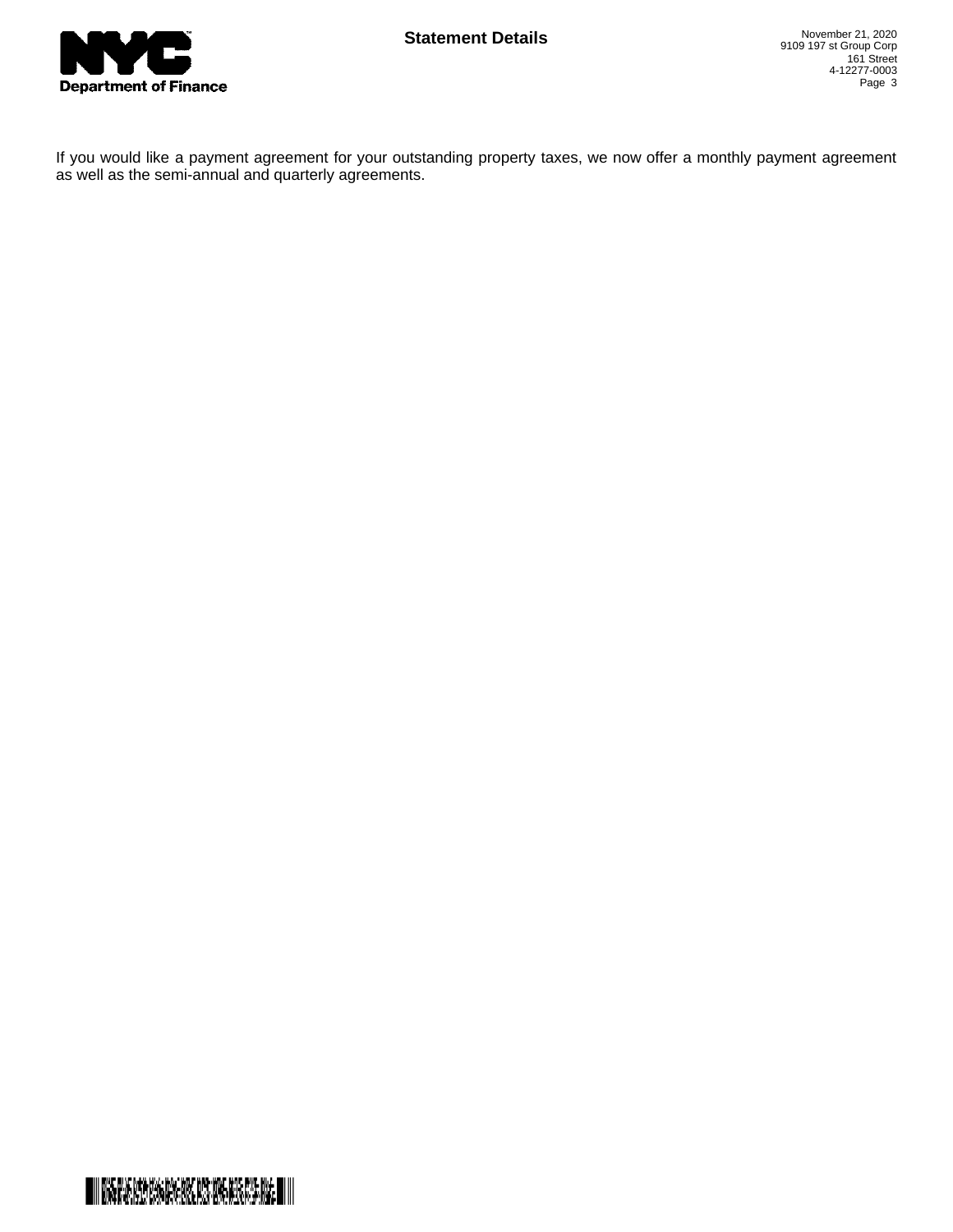If you would like a payment agreement for your outstanding property taxes, we now offer a monthly payment agreement as well as the semi-annual and quarterly agreements.